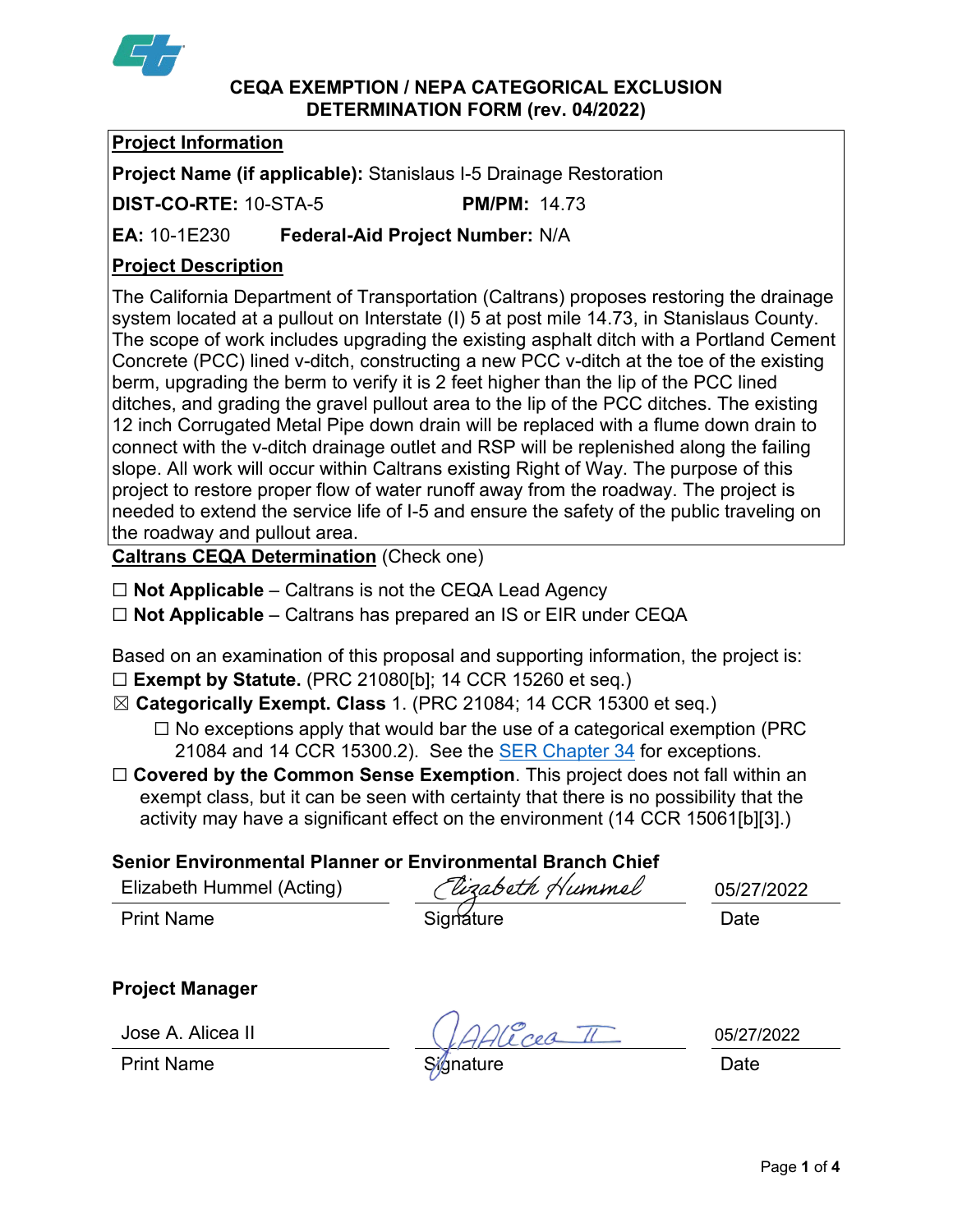# CEQA EXEMPTION / NEPA CATEGORICAL EXCLUSION DETERMINATION FORM (rev. 04/2022)

## Project Information

**Project Name (if applicable):** Stanislaus I-5 Drainage Restoration

**DIST-CO-RTE:** 10-STA-5 **PM/PM:** 14.73

**EA:** 10-1E230 **Federal-Aid Project Number:** N/A

## Project Description

The California Department of Transportation (Caltrans) proposes restoring the drainage system located at a pullout on Interstate (I) 5 at post mile 14.73, in Stanislaus County. The scope of work includes upgrading the existing asphalt ditch with a Portland Cement Concrete (PCC) lined v-ditch, constructing a new PCC v-ditch at the toe of the existing berm, upgrading the berm to verify it is 2 feet higher than the lip of the PCC lined ditches, and grading the gravel pullout area to the lip of the PCC ditches. The existing 12 inch Corrugated Metal Pipe down drain will be replaced with a flume down drain to connect with the v-ditch drainage outlet and RSP will be replenished along the failing slope. All work will occur within Caltrans existing Right of Way. The purpose of this project to restore proper flow of water runoff away from the roadway. The project is needed to extend the service life of I-5 and ensure the safety of the public traveling on the roadway and pullout area.

## Caltrans CEQA Determination (Check one)

☐ **Not Applicable** – Caltrans is not the CEQA Lead Agency

☐ **Not Applicable** – Caltrans has prepared an IS or EIR under CEQA

Based on an examination of this proposal and supporting information, the project is:

☐ **Exempt by Statute.** (PRC 21080[b]; 14 CCR 15260 et seq.)

☒ **Categorically Exempt. Class** 1. (PRC 21084; 14 CCR 15300 et seq.)

☐ No exceptions apply that would bar the use of a categorical exemption (PRC 21084 and 14 CCR 15300.2). See the SER Chapter 34 for exceptions.

☐ **Covered by the Common Sense Exemption**. This project does not fall within an exempt class, but it can be seen with certainty that there is no possibility that the activity may have a significant effect on the environment (14 CCR 15061[b][3].)

**Senior Environmental Planner or Environmental Branch Chief**

| Elizabeth Hummel (Acting) | Elizabeth Hummel | 05/27/2022 |
|---|---|---|
| Print Name | Signature | Date |

**Project Manager**

| Jose A. Alicea II | J A Alicea II | 05/27/2022 |
|---|---|---|
| Print Name | Signature | Date |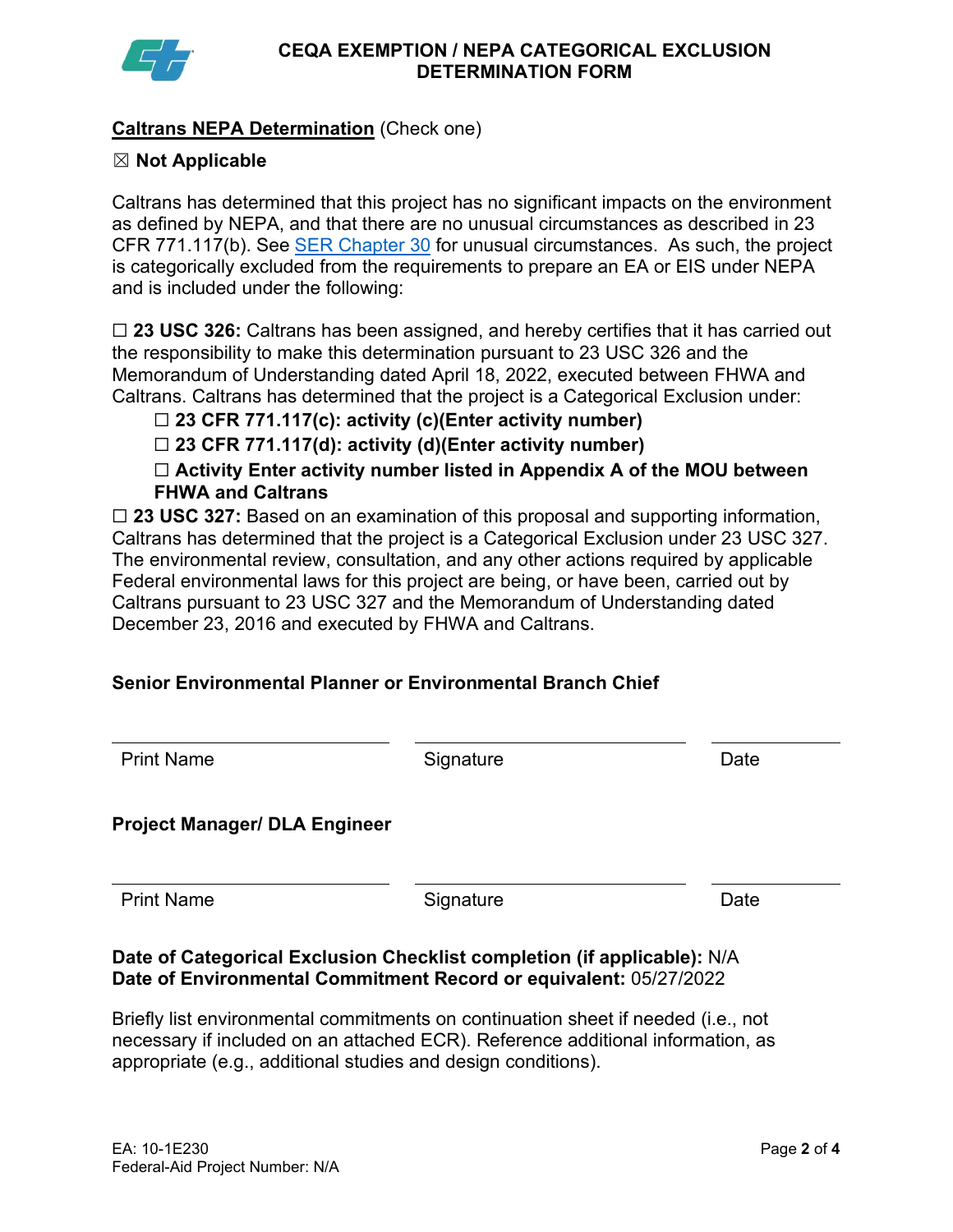# CEQA EXEMPTION / NEPA CATEGORICAL EXCLUSION DETERMINATION FORM

**Caltrans NEPA Determination** (Check one)

☒ **Not Applicable**

Caltrans has determined that this project has no significant impacts on the environment as defined by NEPA, and that there are no unusual circumstances as described in 23 CFR 771.117(b). See SER Chapter 30 for unusual circumstances. As such, the project is categorically excluded from the requirements to prepare an EA or EIS under NEPA and is included under the following:

☐ **23 USC 326:** Caltrans has been assigned, and hereby certifies that it has carried out the responsibility to make this determination pursuant to 23 USC 326 and the Memorandum of Understanding dated April 18, 2022, executed between FHWA and Caltrans. Caltrans has determined that the project is a Categorical Exclusion under:

- ☐ **23 CFR 771.117(c): activity (c)(Enter activity number)**
- ☐ **23 CFR 771.117(d): activity (d)(Enter activity number)**
- ☐ **Activity Enter activity number listed in Appendix A of the MOU between FHWA and Caltrans**

☐ **23 USC 327:** Based on an examination of this proposal and supporting information, Caltrans has determined that the project is a Categorical Exclusion under 23 USC 327. The environmental review, consultation, and any other actions required by applicable Federal environmental laws for this project are being, or have been, carried out by Caltrans pursuant to 23 USC 327 and the Memorandum of Understanding dated December 23, 2016 and executed by FHWA and Caltrans.

**Senior Environmental Planner or Environmental Branch Chief**

| Print Name | Signature | Date |
|---|---|---|

**Project Manager/ DLA Engineer**

| Print Name | Signature | Date |
|---|---|---|

**Date of Categorical Exclusion Checklist completion (if applicable):** N/A
**Date of Environmental Commitment Record or equivalent:** 05/27/2022

Briefly list environmental commitments on continuation sheet if needed (i.e., not necessary if included on an attached ECR). Reference additional information, as appropriate (e.g., additional studies and design conditions).

EA: 10-1E230
Federal-Aid Project Number: N/A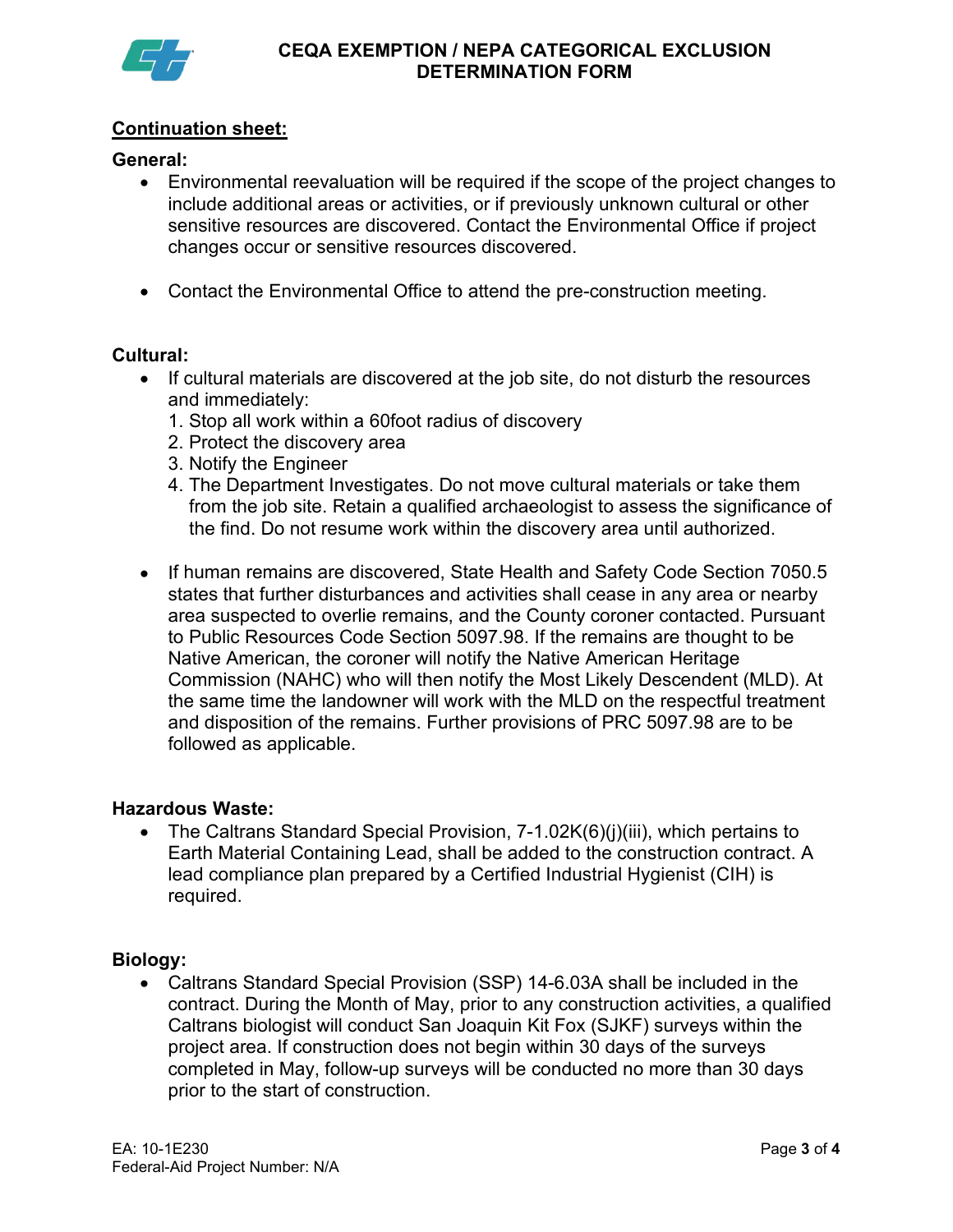**Continuation sheet:**

**General:**

- Environmental reevaluation will be required if the scope of the project changes to include additional areas or activities, or if previously unknown cultural or other sensitive resources are discovered. Contact the Environmental Office if project changes occur or sensitive resources discovered.

- Contact the Environmental Office to attend the pre-construction meeting.

**Cultural:**

- If cultural materials are discovered at the job site, do not disturb the resources and immediately:
  1. Stop all work within a 60foot radius of discovery
  2. Protect the discovery area
  3. Notify the Engineer
  4. The Department Investigates. Do not move cultural materials or take them from the job site. Retain a qualified archaeologist to assess the significance of the find. Do not resume work within the discovery area until authorized.

- If human remains are discovered, State Health and Safety Code Section 7050.5 states that further disturbances and activities shall cease in any area or nearby area suspected to overlie remains, and the County coroner contacted. Pursuant to Public Resources Code Section 5097.98. If the remains are thought to be Native American, the coroner will notify the Native American Heritage Commission (NAHC) who will then notify the Most Likely Descendent (MLD). At the same time the landowner will work with the MLD on the respectful treatment and disposition of the remains. Further provisions of PRC 5097.98 are to be followed as applicable.

**Hazardous Waste:**

- The Caltrans Standard Special Provision, 7-1.02K(6)(j)(iii), which pertains to Earth Material Containing Lead, shall be added to the construction contract. A lead compliance plan prepared by a Certified Industrial Hygienist (CIH) is required.

**Biology:**

- Caltrans Standard Special Provision (SSP) 14-6.03A shall be included in the contract. During the Month of May, prior to any construction activities, a qualified Caltrans biologist will conduct San Joaquin Kit Fox (SJKF) surveys within the project area. If construction does not begin within 30 days of the surveys completed in May, follow-up surveys will be conducted no more than 30 days prior to the start of construction.

EA: 10-1E230
Federal-Aid Project Number: N/A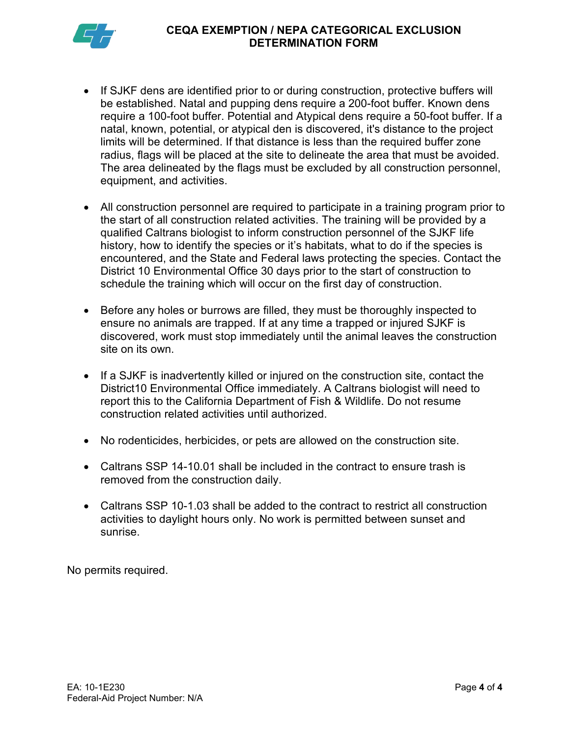- If SJKF dens are identified prior to or during construction, protective buffers will be established. Natal and pupping dens require a 200-foot buffer. Known dens require a 100-foot buffer. Potential and Atypical dens require a 50-foot buffer. If a natal, known, potential, or atypical den is discovered, it's distance to the project limits will be determined. If that distance is less than the required buffer zone radius, flags will be placed at the site to delineate the area that must be avoided. The area delineated by the flags must be excluded by all construction personnel, equipment, and activities.

- All construction personnel are required to participate in a training program prior to the start of all construction related activities. The training will be provided by a qualified Caltrans biologist to inform construction personnel of the SJKF life history, how to identify the species or it's habitats, what to do if the species is encountered, and the State and Federal laws protecting the species. Contact the District 10 Environmental Office 30 days prior to the start of construction to schedule the training which will occur on the first day of construction.

- Before any holes or burrows are filled, they must be thoroughly inspected to ensure no animals are trapped. If at any time a trapped or injured SJKF is discovered, work must stop immediately until the animal leaves the construction site on its own.

- If a SJKF is inadvertently killed or injured on the construction site, contact the District10 Environmental Office immediately. A Caltrans biologist will need to report this to the California Department of Fish & Wildlife. Do not resume construction related activities until authorized.

- No rodenticides, herbicides, or pets are allowed on the construction site.

- Caltrans SSP 14-10.01 shall be included in the contract to ensure trash is removed from the construction daily.

- Caltrans SSP 10-1.03 shall be added to the contract to restrict all construction activities to daylight hours only. No work is permitted between sunset and sunrise.

No permits required.

EA: 10-1E230
Federal-Aid Project Number: N/A